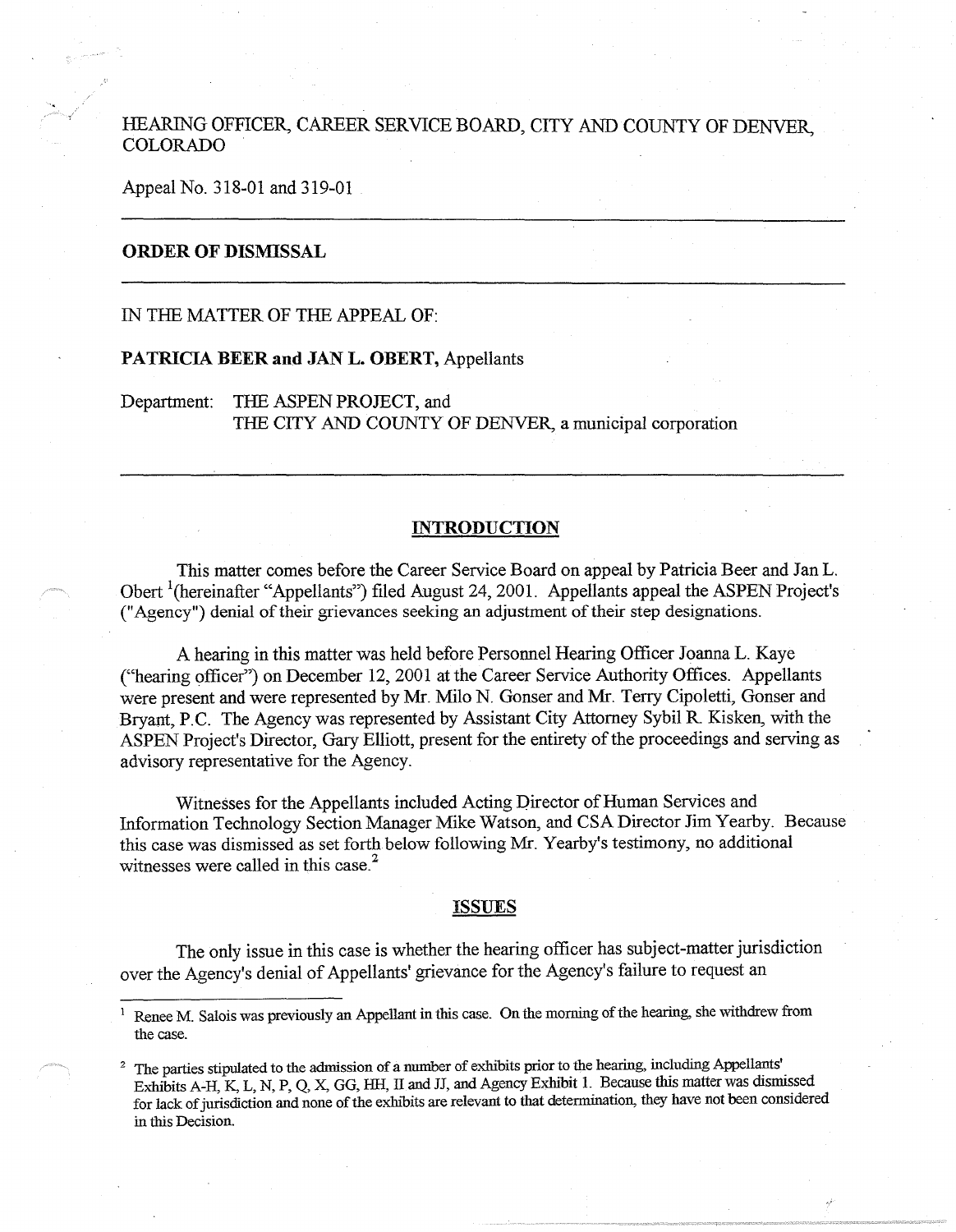HEARING OFFICER, CAREER SERVICE BOARD, CITY AND COUNTY OF DENVER, COLORADO

Appeal No. 318-01 and 319-01

---

## ORDER OF DISMISSAL

---

IN THE MATTER OF THE APPEAL OF:

**PATRICIA BEER and JAN L. OBERT,** Appellants

Department: THE ASPEN PROJECT, and
THE CITY AND COUNTY OF DENVER, a municipal corporation

---

## INTRODUCTION

This matter comes before the Career Service Board on appeal by Patricia Beer and Jan L. Obert [1](hereinafter "Appellants") filed August 24, 2001. Appellants appeal the ASPEN Project's ("Agency") denial of their grievances seeking an adjustment of their step designations.

A hearing in this matter was held before Personnel Hearing Officer Joanna L. Kaye ("hearing officer") on December 12, 2001 at the Career Service Authority Offices. Appellants were present and were represented by Mr. Milo N. Gonser and Mr. Terry Cipoletti, Gonser and Bryant, P.C. The Agency was represented by Assistant City Attorney Sybil R. Kisken, with the ASPEN Project's Director, Gary Elliott, present for the entirety of the proceedings and serving as advisory representative for the Agency.

Witnesses for the Appellants included Acting Director of Human Services and Information Technology Section Manager Mike Watson, and CSA Director Jim Yearby. Because this case was dismissed as set forth below following Mr. Yearby's testimony, no additional witnesses were called in this case.[2]

## ISSUES

The only issue in this case is whether the hearing officer has subject-matter jurisdiction over the Agency's denial of Appellants' grievance for the Agency's failure to request an

---

[1] Renee M. Salois was previously an Appellant in this case. On the morning of the hearing, she withdrew from the case.

[2] The parties stipulated to the admission of a number of exhibits prior to the hearing, including Appellants' Exhibits A-H, K, L, N, P, Q, X, GG, HH, II and JJ, and Agency Exhibit 1. Because this matter was dismissed for lack of jurisdiction and none of the exhibits are relevant to that determination, they have not been considered in this Decision.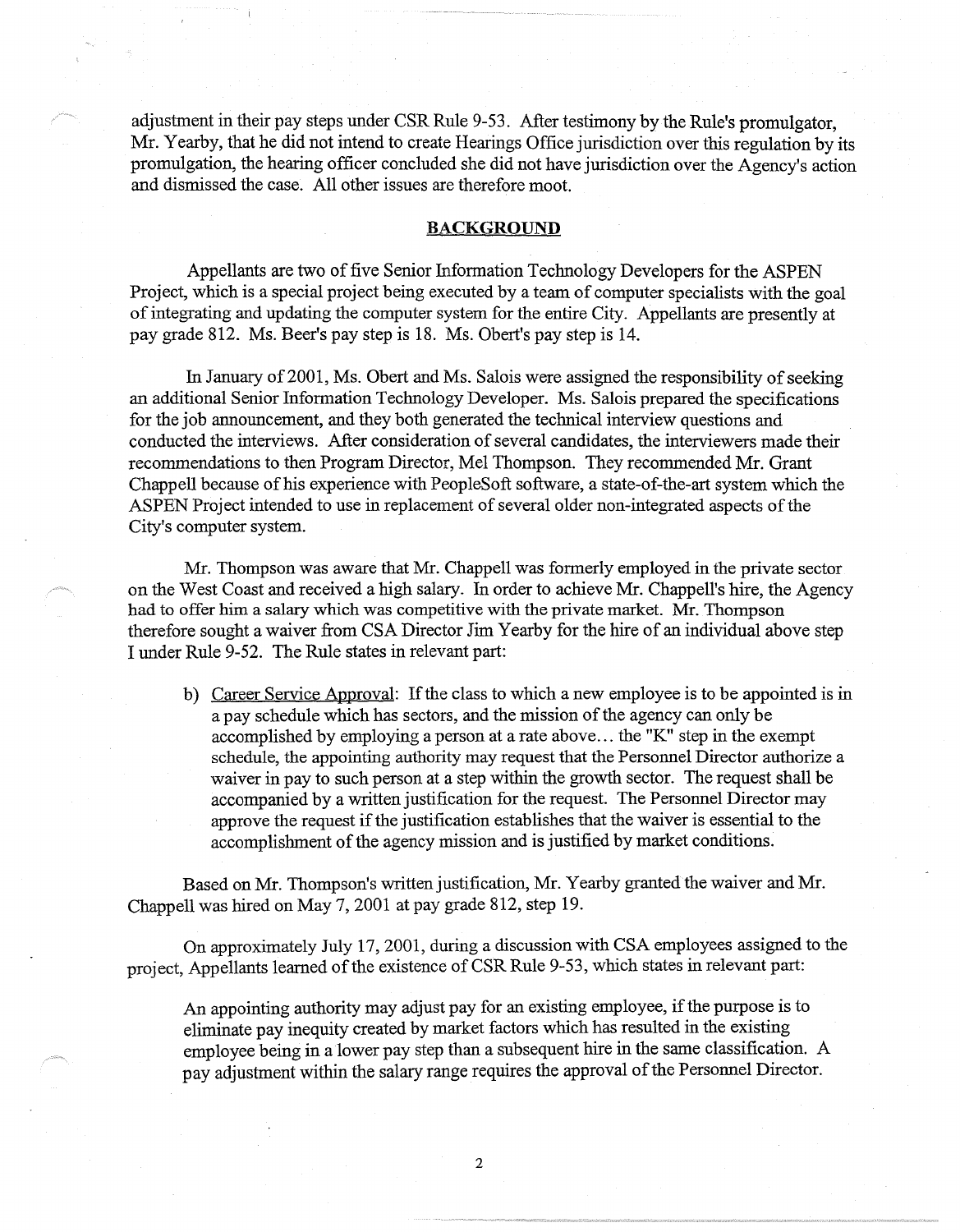adjustment in their pay steps under CSR Rule 9-53. After testimony by the Rule's promulgator, Mr. Yearby, that he did not intend to create Hearings Office jurisdiction over this regulation by its promulgation, the hearing officer concluded she did not have jurisdiction over the Agency's action and dismissed the case. All other issues are therefore moot.

## BACKGROUND

Appellants are two of five Senior Information Technology Developers for the ASPEN Project, which is a special project being executed by a team of computer specialists with the goal of integrating and updating the computer system for the entire City. Appellants are presently at pay grade 812. Ms. Beer's pay step is 18. Ms. Obert's pay step is 14.

In January of 2001, Ms. Obert and Ms. Salois were assigned the responsibility of seeking an additional Senior Information Technology Developer. Ms. Salois prepared the specifications for the job announcement, and they both generated the technical interview questions and conducted the interviews. After consideration of several candidates, the interviewers made their recommendations to then Program Director, Mel Thompson. They recommended Mr. Grant Chappell because of his experience with PeopleSoft software, a state-of-the-art system which the ASPEN Project intended to use in replacement of several older non-integrated aspects of the City's computer system.

Mr. Thompson was aware that Mr. Chappell was formerly employed in the private sector on the West Coast and received a high salary. In order to achieve Mr. Chappell's hire, the Agency had to offer him a salary which was competitive with the private market. Mr. Thompson therefore sought a waiver from CSA Director Jim Yearby for the hire of an individual above step I under Rule 9-52. The Rule states in relevant part:

> b) Career Service Approval: If the class to which a new employee is to be appointed is in a pay schedule which has sectors, and the mission of the agency can only be accomplished by employing a person at a rate above... the "K" step in the exempt schedule, the appointing authority may request that the Personnel Director authorize a waiver in pay to such person at a step within the growth sector. The request shall be accompanied by a written justification for the request. The Personnel Director may approve the request if the justification establishes that the waiver is essential to the accomplishment of the agency mission and is justified by market conditions.

Based on Mr. Thompson's written justification, Mr. Yearby granted the waiver and Mr. Chappell was hired on May 7, 2001 at pay grade 812, step 19.

On approximately July 17, 2001, during a discussion with CSA employees assigned to the project, Appellants learned of the existence of CSR Rule 9-53, which states in relevant part:

> An appointing authority may adjust pay for an existing employee, if the purpose is to eliminate pay inequity created by market factors which has resulted in the existing employee being in a lower pay step than a subsequent hire in the same classification. A pay adjustment within the salary range requires the approval of the Personnel Director.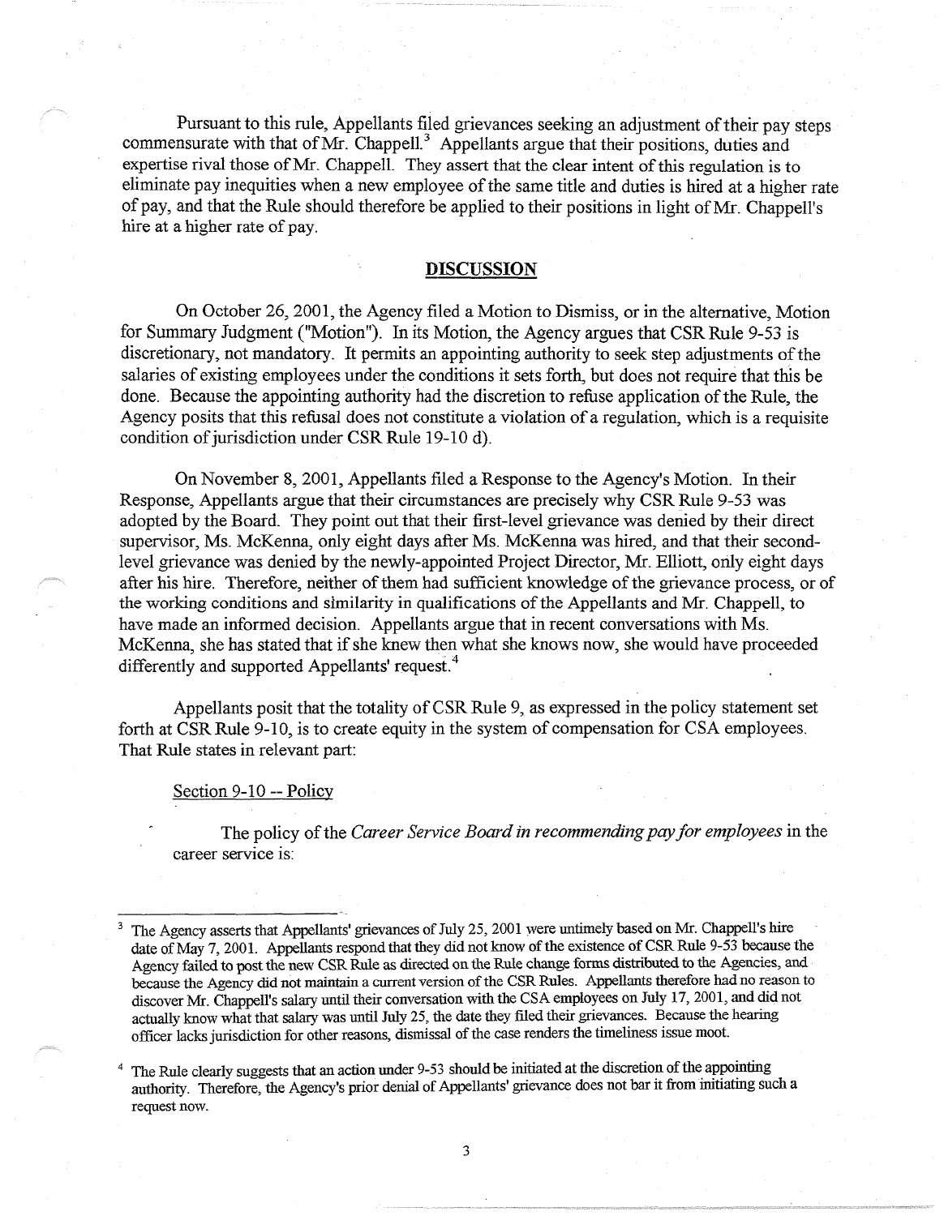Pursuant to this rule, Appellants filed grievances seeking an adjustment of their pay steps commensurate with that of Mr. Chappell.[3] Appellants argue that their positions, duties and expertise rival those of Mr. Chappell. They assert that the clear intent of this regulation is to eliminate pay inequities when a new employee of the same title and duties is hired at a higher rate of pay, and that the Rule should therefore be applied to their positions in light of Mr. Chappell's hire at a higher rate of pay.

## DISCUSSION

On October 26, 2001, the Agency filed a Motion to Dismiss, or in the alternative, Motion for Summary Judgment ("Motion"). In its Motion, the Agency argues that CSR Rule 9-53 is discretionary, not mandatory. It permits an appointing authority to seek step adjustments of the salaries of existing employees under the conditions it sets forth, but does not require that this be done. Because the appointing authority had the discretion to refuse application of the Rule, the Agency posits that this refusal does not constitute a violation of a regulation, which is a requisite condition of jurisdiction under CSR Rule 19-10 d).

On November 8, 2001, Appellants filed a Response to the Agency's Motion. In their Response, Appellants argue that their circumstances are precisely why CSR Rule 9-53 was adopted by the Board. They point out that their first-level grievance was denied by their direct supervisor, Ms. McKenna, only eight days after Ms. McKenna was hired, and that their second-level grievance was denied by the newly-appointed Project Director, Mr. Elliott, only eight days after his hire. Therefore, neither of them had sufficient knowledge of the grievance process, or of the working conditions and similarity in qualifications of the Appellants and Mr. Chappell, to have made an informed decision. Appellants argue that in recent conversations with Ms. McKenna, she has stated that if she knew then what she knows now, she would have proceeded differently and supported Appellants' request.[4]

Appellants posit that the totality of CSR Rule 9, as expressed in the policy statement set forth at CSR Rule 9-10, is to create equity in the system of compensation for CSA employees. That Rule states in relevant part:

<u>Section 9-10 -- Policy</u>

> The policy of the *Career Service Board in recommending pay for employees* in the career service is:

---

[3] The Agency asserts that Appellants' grievances of July 25, 2001 were untimely based on Mr. Chappell's hire date of May 7, 2001. Appellants respond that they did not know of the existence of CSR Rule 9-53 because the Agency failed to post the new CSR Rule as directed on the Rule change forms distributed to the Agencies, and because the Agency did not maintain a current version of the CSR Rules. Appellants therefore had no reason to discover Mr. Chappell's salary until their conversation with the CSA employees on July 17, 2001, and did not actually know what that salary was until July 25, the date they filed their grievances. Because the hearing officer lacks jurisdiction for other reasons, dismissal of the case renders the timeliness issue moot.

[4] The Rule clearly suggests that an action under 9-53 should be initiated at the discretion of the appointing authority. Therefore, the Agency's prior denial of Appellants' grievance does not bar it from initiating such a request now.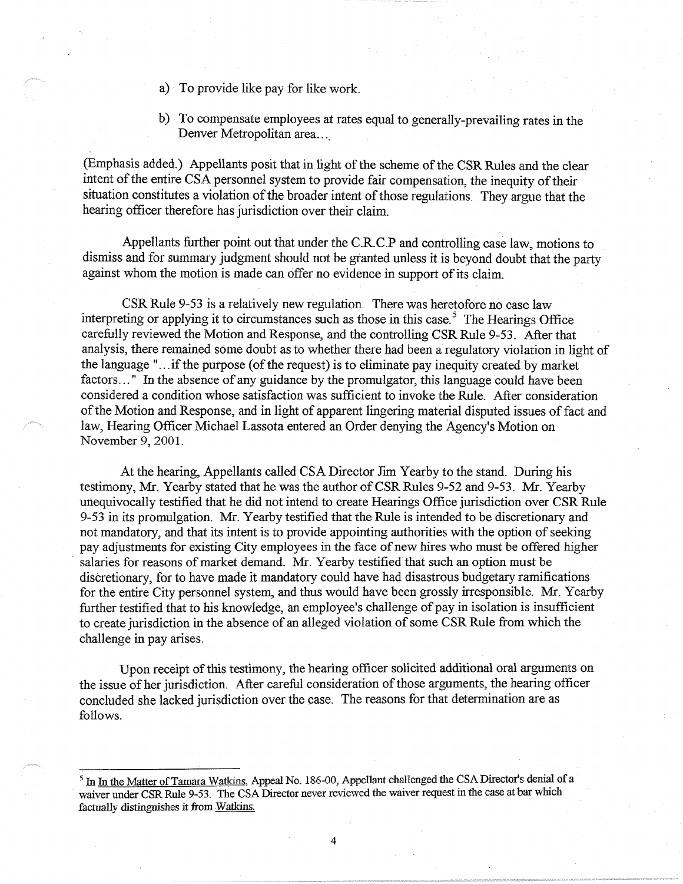a) To provide like pay for like work.

b) To compensate employees at rates equal to generally-prevailing rates in the Denver Metropolitan area....

(Emphasis added.) Appellants posit that in light of the scheme of the CSR Rules and the clear intent of the entire CSA personnel system to provide fair compensation, the inequity of their situation constitutes a violation of the broader intent of those regulations. They argue that the hearing officer therefore has jurisdiction over their claim.

Appellants further point out that under the C.R.C.P and controlling case law, motions to dismiss and for summary judgment should not be granted unless it is beyond doubt that the party against whom the motion is made can offer no evidence in support of its claim.

CSR Rule 9-53 is a relatively new regulation. There was heretofore no case law interpreting or applying it to circumstances such as those in this case.[5] The Hearings Office carefully reviewed the Motion and Response, and the controlling CSR Rule 9-53. After that analysis, there remained some doubt as to whether there had been a regulatory violation in light of the language "...if the purpose (of the request) is to eliminate pay inequity created by market factors..." In the absence of any guidance by the promulgator, this language could have been considered a condition whose satisfaction was sufficient to invoke the Rule. After consideration of the Motion and Response, and in light of apparent lingering material disputed issues of fact and law, Hearing Officer Michael Lassota entered an Order denying the Agency's Motion on November 9, 2001.

At the hearing, Appellants called CSA Director Jim Yearby to the stand. During his testimony, Mr. Yearby stated that he was the author of CSR Rules 9-52 and 9-53. Mr. Yearby unequivocally testified that he did not intend to create Hearings Office jurisdiction over CSR Rule 9-53 in its promulgation. Mr. Yearby testified that the Rule is intended to be discretionary and not mandatory, and that its intent is to provide appointing authorities with the option of seeking pay adjustments for existing City employees in the face of new hires who must be offered higher salaries for reasons of market demand. Mr. Yearby testified that such an option must be discretionary, for to have made it mandatory could have had disastrous budgetary ramifications for the entire City personnel system, and thus would have been grossly irresponsible. Mr. Yearby further testified that to his knowledge, an employee's challenge of pay in isolation is insufficient to create jurisdiction in the absence of an alleged violation of some CSR Rule from which the challenge in pay arises.

Upon receipt of this testimony, the hearing officer solicited additional oral arguments on the issue of her jurisdiction. After careful consideration of those arguments, the hearing officer concluded she lacked jurisdiction over the case. The reasons for that determination are as follows.

---

[5] In <u>In the Matter of Tamara Watkins</u>, Appeal No. 186-00, Appellant challenged the CSA Director's denial of a waiver under CSR Rule 9-53. The CSA Director never reviewed the waiver request in the case at bar which factually distinguishes it from <u>Watkins.</u>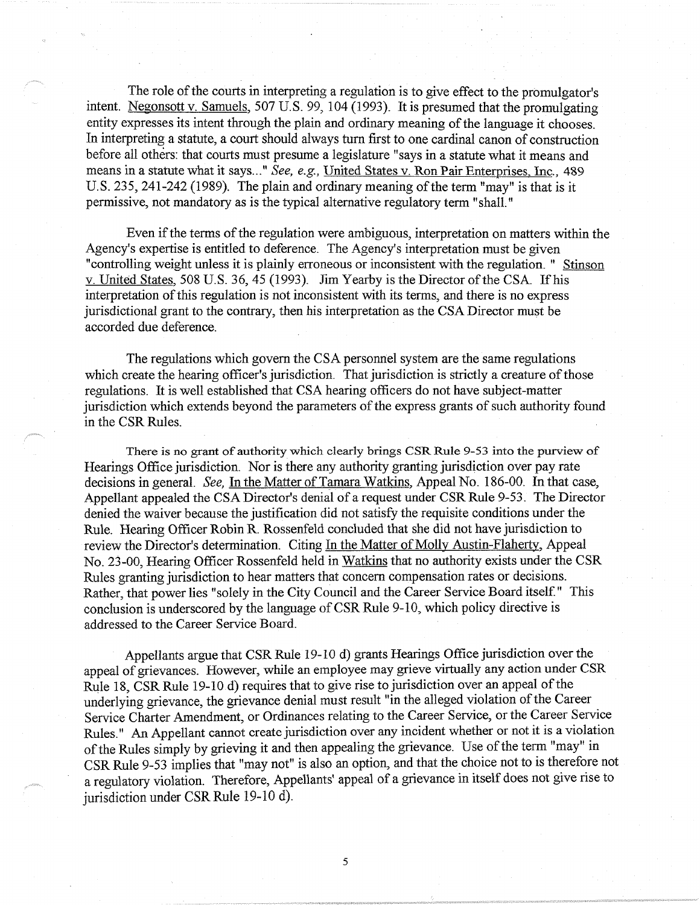The role of the courts in interpreting a regulation is to give effect to the promulgator's intent. Negonsott v. Samuels, 507 U.S. 99, 104 (1993). It is presumed that the promulgating entity expresses its intent through the plain and ordinary meaning of the language it chooses. In interpreting a statute, a court should always turn first to one cardinal canon of construction before all others: that courts must presume a legislature "says in a statute what it means and means in a statute what it says..." *See, e.g.,* United States v. Ron Pair Enterprises, Inc., 489 U.S. 235, 241-242 (1989). The plain and ordinary meaning of the term "may" is that is it permissive, not mandatory as is the typical alternative regulatory term "shall."

Even if the terms of the regulation were ambiguous, interpretation on matters within the Agency's expertise is entitled to deference. The Agency's interpretation must be given "controlling weight unless it is plainly erroneous or inconsistent with the regulation." Stinson v. United States, 508 U.S. 36, 45 (1993). Jim Yearby is the Director of the CSA. If his interpretation of this regulation is not inconsistent with its terms, and there is no express jurisdictional grant to the contrary, then his interpretation as the CSA Director must be accorded due deference.

The regulations which govern the CSA personnel system are the same regulations which create the hearing officer's jurisdiction. That jurisdiction is strictly a creature of those regulations. It is well established that CSA hearing officers do not have subject-matter jurisdiction which extends beyond the parameters of the express grants of such authority found in the CSR Rules.

There is no grant of authority which clearly brings CSR Rule 9-53 into the purview of Hearings Office jurisdiction. Nor is there any authority granting jurisdiction over pay rate decisions in general. *See,* In the Matter of Tamara Watkins, Appeal No. 186-00. In that case, Appellant appealed the CSA Director's denial of a request under CSR Rule 9-53. The Director denied the waiver because the justification did not satisfy the requisite conditions under the Rule. Hearing Officer Robin R. Rossenfeld concluded that she did not have jurisdiction to review the Director's determination. Citing In the Matter of Molly Austin-Flaherty, Appeal No. 23-00, Hearing Officer Rossenfeld held in Watkins that no authority exists under the CSR Rules granting jurisdiction to hear matters that concern compensation rates or decisions. Rather, that power lies "solely in the City Council and the Career Service Board itself." This conclusion is underscored by the language of CSR Rule 9-10, which policy directive is addressed to the Career Service Board.

Appellants argue that CSR Rule 19-10 d) grants Hearings Office jurisdiction over the appeal of grievances. However, while an employee may grieve virtually any action under CSR Rule 18, CSR Rule 19-10 d) requires that to give rise to jurisdiction over an appeal of the underlying grievance, the grievance denial must result "in the alleged violation of the Career Service Charter Amendment, or Ordinances relating to the Career Service, or the Career Service Rules." An Appellant cannot create jurisdiction over any incident whether or not it is a violation of the Rules simply by grieving it and then appealing the grievance. Use of the term "may" in CSR Rule 9-53 implies that "may not" is also an option, and that the choice not to is therefore not a regulatory violation. Therefore, Appellants' appeal of a grievance in itself does not give rise to jurisdiction under CSR Rule 19-10 d).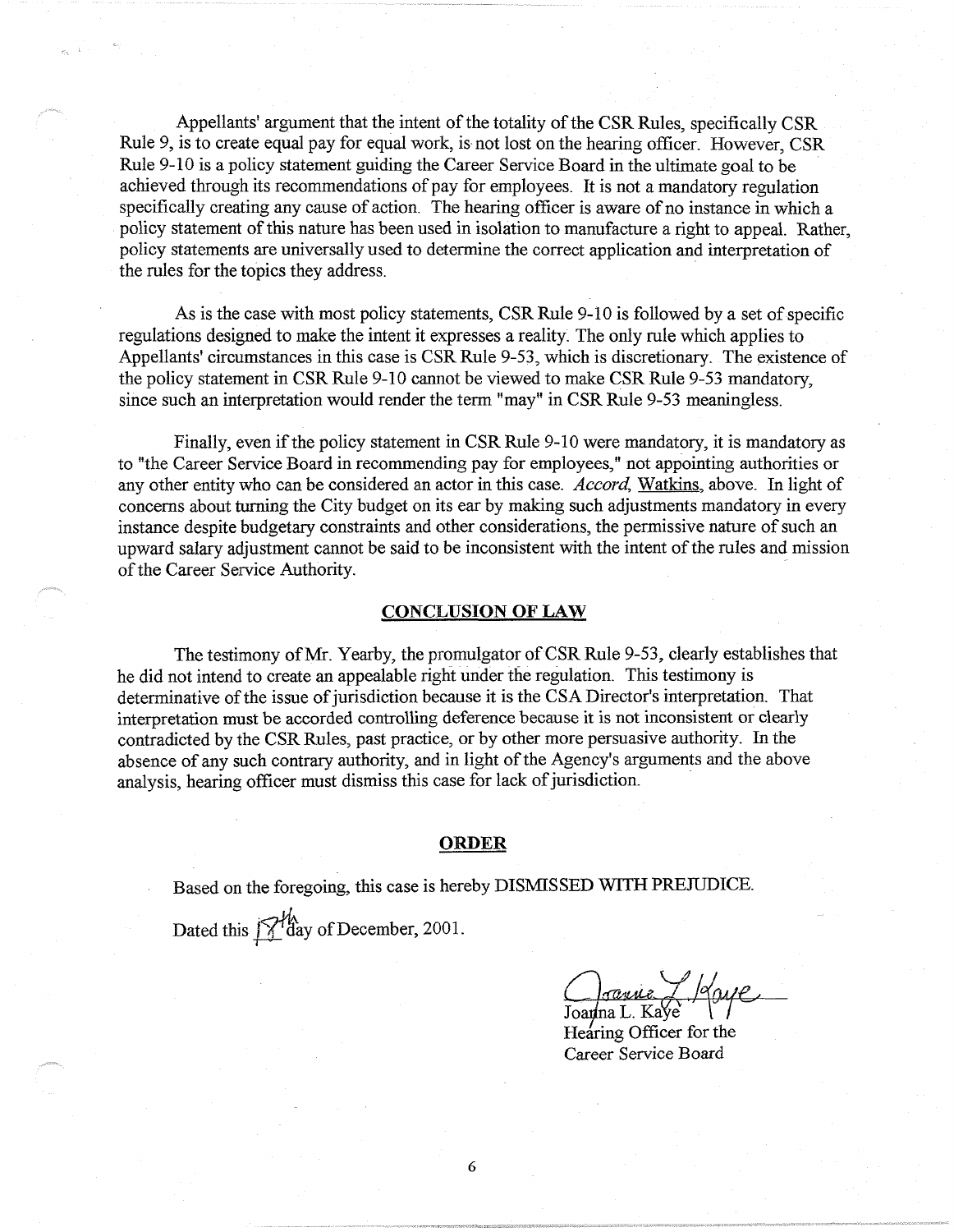Appellants' argument that the intent of the totality of the CSR Rules, specifically CSR Rule 9, is to create equal pay for equal work, is not lost on the hearing officer. However, CSR Rule 9-10 is a policy statement guiding the Career Service Board in the ultimate goal to be achieved through its recommendations of pay for employees. It is not a mandatory regulation specifically creating any cause of action. The hearing officer is aware of no instance in which a policy statement of this nature has been used in isolation to manufacture a right to appeal. Rather, policy statements are universally used to determine the correct application and interpretation of the rules for the topics they address.

As is the case with most policy statements, CSR Rule 9-10 is followed by a set of specific regulations designed to make the intent it expresses a reality. The only rule which applies to Appellants' circumstances in this case is CSR Rule 9-53, which is discretionary. The existence of the policy statement in CSR Rule 9-10 cannot be viewed to make CSR Rule 9-53 mandatory, since such an interpretation would render the term "may" in CSR Rule 9-53 meaningless.

Finally, even if the policy statement in CSR Rule 9-10 were mandatory, it is mandatory as to "the Career Service Board in recommending pay for employees," not appointing authorities or any other entity who can be considered an actor in this case. *Accord*, Watkins, above. In light of concerns about turning the City budget on its ear by making such adjustments mandatory in every instance despite budgetary constraints and other considerations, the permissive nature of such an upward salary adjustment cannot be said to be inconsistent with the intent of the rules and mission of the Career Service Authority.

## CONCLUSION OF LAW

The testimony of Mr. Yearby, the promulgator of CSR Rule 9-53, clearly establishes that he did not intend to create an appealable right under the regulation. This testimony is determinative of the issue of jurisdiction because it is the CSA Director's interpretation. That interpretation must be accorded controlling deference because it is not inconsistent or clearly contradicted by the CSR Rules, past practice, or by other more persuasive authority. In the absence of any such contrary authority, and in light of the Agency's arguments and the above analysis, hearing officer must dismiss this case for lack of jurisdiction.

## ORDER

Based on the foregoing, this case is hereby DISMISSED WITH PREJUDICE.

Dated this 18th day of December, 2001.

Joanna L. Kaye
Hearing Officer for the
Career Service Board